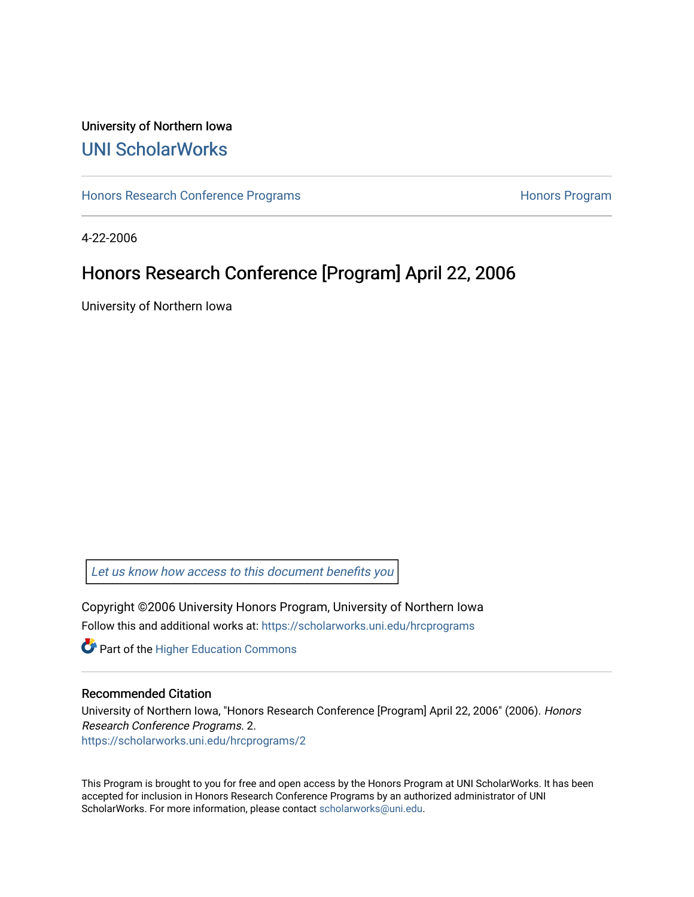University of Northern Iowa

## UNI ScholarWorks

Honors Research Conference Programs | Honors Program

4-22-2006

# Honors Research Conference [Program] April 22, 2006

University of Northern Iowa

*Let us know how access to this document benefits you*

Copyright ©2006 University Honors Program, University of Northern Iowa

Follow this and additional works at: https://scholarworks.uni.edu/hrcprograms

Part of the Higher Education Commons

### Recommended Citation

University of Northern Iowa, "Honors Research Conference [Program] April 22, 2006" (2006). *Honors Research Conference Programs*. 2.
https://scholarworks.uni.edu/hrcprograms/2

This Program is brought to you for free and open access by the Honors Program at UNI ScholarWorks. It has been accepted for inclusion in Honors Research Conference Programs by an authorized administrator of UNI ScholarWorks. For more information, please contact scholarworks@uni.edu.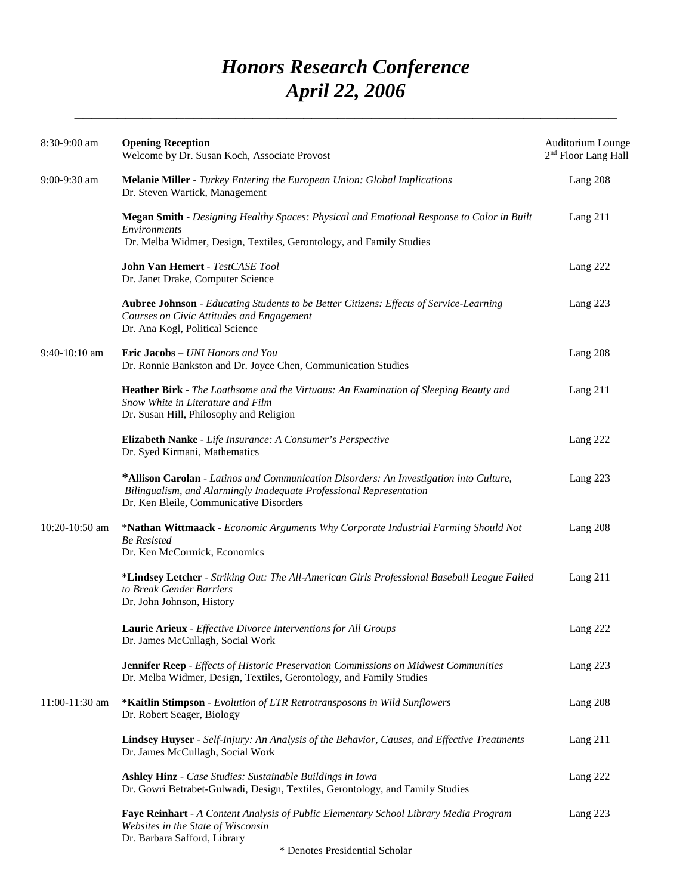# *Honors Research Conference*
# *April 22, 2006*

| | | |
|---|---|---|
| 8:30-9:00 am | **Opening Reception**<br>Welcome by Dr. Susan Koch, Associate Provost | Auditorium Lounge<br>2nd Floor Lang Hall |
| 9:00-9:30 am | **Melanie Miller** - *Turkey Entering the European Union: Global Implications*<br>Dr. Steven Wartick, Management | Lang 208 |
| | **Megan Smith** - *Designing Healthy Spaces: Physical and Emotional Response to Color in Built Environments*<br>Dr. Melba Widmer, Design, Textiles, Gerontology, and Family Studies | Lang 211 |
| | **John Van Hemert** - *TestCASE Tool*<br>Dr. Janet Drake, Computer Science | Lang 222 |
| | **Aubree Johnson** - *Educating Students to be Better Citizens: Effects of Service-Learning Courses on Civic Attitudes and Engagement*<br>Dr. Ana Kogl, Political Science | Lang 223 |
| 9:40-10:10 am | **Eric Jacobs** – *UNI Honors and You*<br>Dr. Ronnie Bankston and Dr. Joyce Chen, Communication Studies | Lang 208 |
| | **Heather Birk** - *The Loathsome and the Virtuous: An Examination of Sleeping Beauty and Snow White in Literature and Film*<br>Dr. Susan Hill, Philosophy and Religion | Lang 211 |
| | **Elizabeth Nanke** - *Life Insurance: A Consumer's Perspective*<br>Dr. Syed Kirmani, Mathematics | Lang 222 |
| | **\*Allison Carolan** - *Latinos and Communication Disorders: An Investigation into Culture, Bilingualism, and Alarmingly Inadequate Professional Representation*<br>Dr. Ken Bleile, Communicative Disorders | Lang 223 |
| 10:20-10:50 am | \***Nathan Wittmaack** - *Economic Arguments Why Corporate Industrial Farming Should Not Be Resisted*<br>Dr. Ken McCormick, Economics | Lang 208 |
| | **\*Lindsey Letcher** - *Striking Out: The All-American Girls Professional Baseball League Failed to Break Gender Barriers*<br>Dr. John Johnson, History | Lang 211 |
| | **Laurie Arieux** - *Effective Divorce Interventions for All Groups*<br>Dr. James McCullagh, Social Work | Lang 222 |
| | **Jennifer Reep** - *Effects of Historic Preservation Commissions on Midwest Communities*<br>Dr. Melba Widmer, Design, Textiles, Gerontology, and Family Studies | Lang 223 |
| 11:00-11:30 am | **\*Kaitlin Stimpson** - *Evolution of LTR Retrotransposons in Wild Sunflowers*<br>Dr. Robert Seager, Biology | Lang 208 |
| | **Lindsey Huyser** - *Self-Injury: An Analysis of the Behavior, Causes, and Effective Treatments*<br>Dr. James McCullagh, Social Work | Lang 211 |
| | **Ashley Hinz** - *Case Studies: Sustainable Buildings in Iowa*<br>Dr. Gowri Betrabet-Gulwadi, Design, Textiles, Gerontology, and Family Studies | Lang 222 |
| | **Faye Reinhart** - *A Content Analysis of Public Elementary School Library Media Program Websites in the State of Wisconsin*<br>Dr. Barbara Safford, Library | Lang 223 |

\* Denotes Presidential Scholar